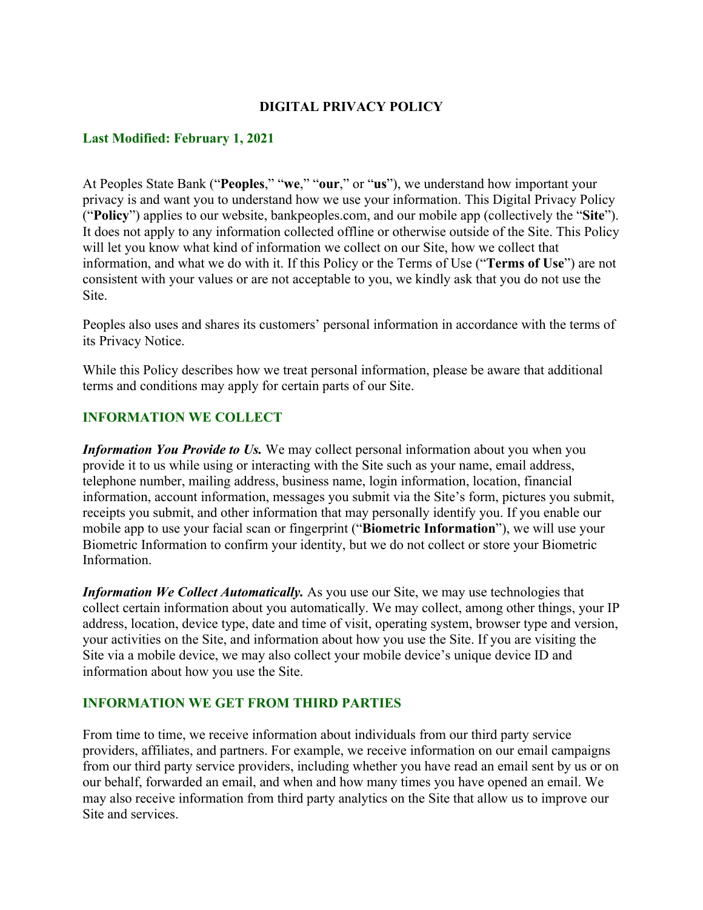# DIGITAL PRIVACY POLICY

**Last Modified: February 1, 2021**

At Peoples State Bank ("**Peoples**," "**we**," "**our**," or "**us**"), we understand how important your privacy is and want you to understand how we use your information. This Digital Privacy Policy ("**Policy**") applies to our website, bankpeoples.com, and our mobile app (collectively the "**Site**"). It does not apply to any information collected offline or otherwise outside of the Site. This Policy will let you know what kind of information we collect on our Site, how we collect that information, and what we do with it. If this Policy or the Terms of Use ("**Terms of Use**") are not consistent with your values or are not acceptable to you, we kindly ask that you do not use the Site.

Peoples also uses and shares its customers' personal information in accordance with the terms of its Privacy Notice.

While this Policy describes how we treat personal information, please be aware that additional terms and conditions may apply for certain parts of our Site.

## INFORMATION WE COLLECT

***Information You Provide to Us.*** We may collect personal information about you when you provide it to us while using or interacting with the Site such as your name, email address, telephone number, mailing address, business name, login information, location, financial information, account information, messages you submit via the Site's form, pictures you submit, receipts you submit, and other information that may personally identify you. If you enable our mobile app to use your facial scan or fingerprint ("**Biometric Information**"), we will use your Biometric Information to confirm your identity, but we do not collect or store your Biometric Information.

***Information We Collect Automatically.*** As you use our Site, we may use technologies that collect certain information about you automatically. We may collect, among other things, your IP address, location, device type, date and time of visit, operating system, browser type and version, your activities on the Site, and information about how you use the Site. If you are visiting the Site via a mobile device, we may also collect your mobile device's unique device ID and information about how you use the Site.

## INFORMATION WE GET FROM THIRD PARTIES

From time to time, we receive information about individuals from our third party service providers, affiliates, and partners. For example, we receive information on our email campaigns from our third party service providers, including whether you have read an email sent by us or on our behalf, forwarded an email, and when and how many times you have opened an email. We may also receive information from third party analytics on the Site that allow us to improve our Site and services.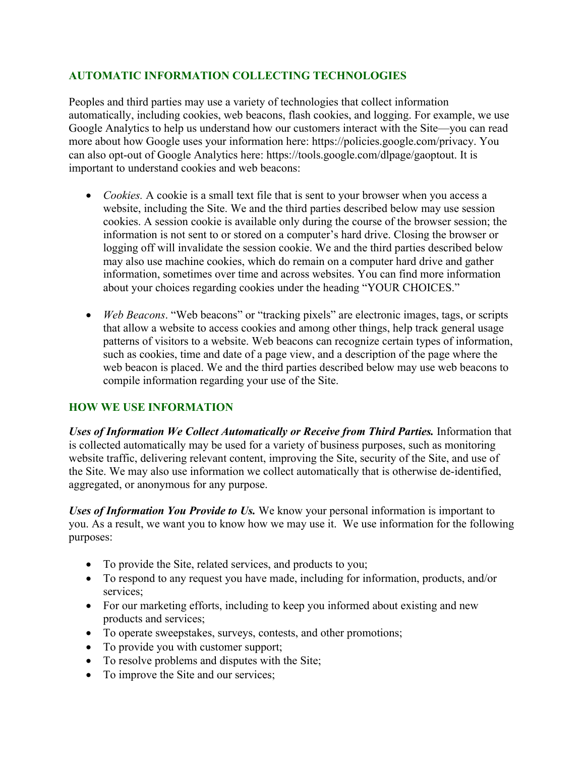## AUTOMATIC INFORMATION COLLECTING TECHNOLOGIES

Peoples and third parties may use a variety of technologies that collect information automatically, including cookies, web beacons, flash cookies, and logging. For example, we use Google Analytics to help us understand how our customers interact with the Site—you can read more about how Google uses your information here: https://policies.google.com/privacy. You can also opt-out of Google Analytics here: https://tools.google.com/dlpage/gaoptout. It is important to understand cookies and web beacons:

- *Cookies.* A cookie is a small text file that is sent to your browser when you access a website, including the Site. We and the third parties described below may use session cookies. A session cookie is available only during the course of the browser session; the information is not sent to or stored on a computer's hard drive. Closing the browser or logging off will invalidate the session cookie. We and the third parties described below may also use machine cookies, which do remain on a computer hard drive and gather information, sometimes over time and across websites. You can find more information about your choices regarding cookies under the heading "YOUR CHOICES."

- *Web Beacons*. "Web beacons" or "tracking pixels" are electronic images, tags, or scripts that allow a website to access cookies and among other things, help track general usage patterns of visitors to a website. Web beacons can recognize certain types of information, such as cookies, time and date of a page view, and a description of the page where the web beacon is placed. We and the third parties described below may use web beacons to compile information regarding your use of the Site.

## HOW WE USE INFORMATION

***Uses of Information We Collect Automatically or Receive from Third Parties.*** Information that is collected automatically may be used for a variety of business purposes, such as monitoring website traffic, delivering relevant content, improving the Site, security of the Site, and use of the Site. We may also use information we collect automatically that is otherwise de-identified, aggregated, or anonymous for any purpose.

***Uses of Information You Provide to Us.*** We know your personal information is important to you. As a result, we want you to know how we may use it. We use information for the following purposes:

- To provide the Site, related services, and products to you;
- To respond to any request you have made, including for information, products, and/or services;
- For our marketing efforts, including to keep you informed about existing and new products and services;
- To operate sweepstakes, surveys, contests, and other promotions;
- To provide you with customer support;
- To resolve problems and disputes with the Site;
- To improve the Site and our services;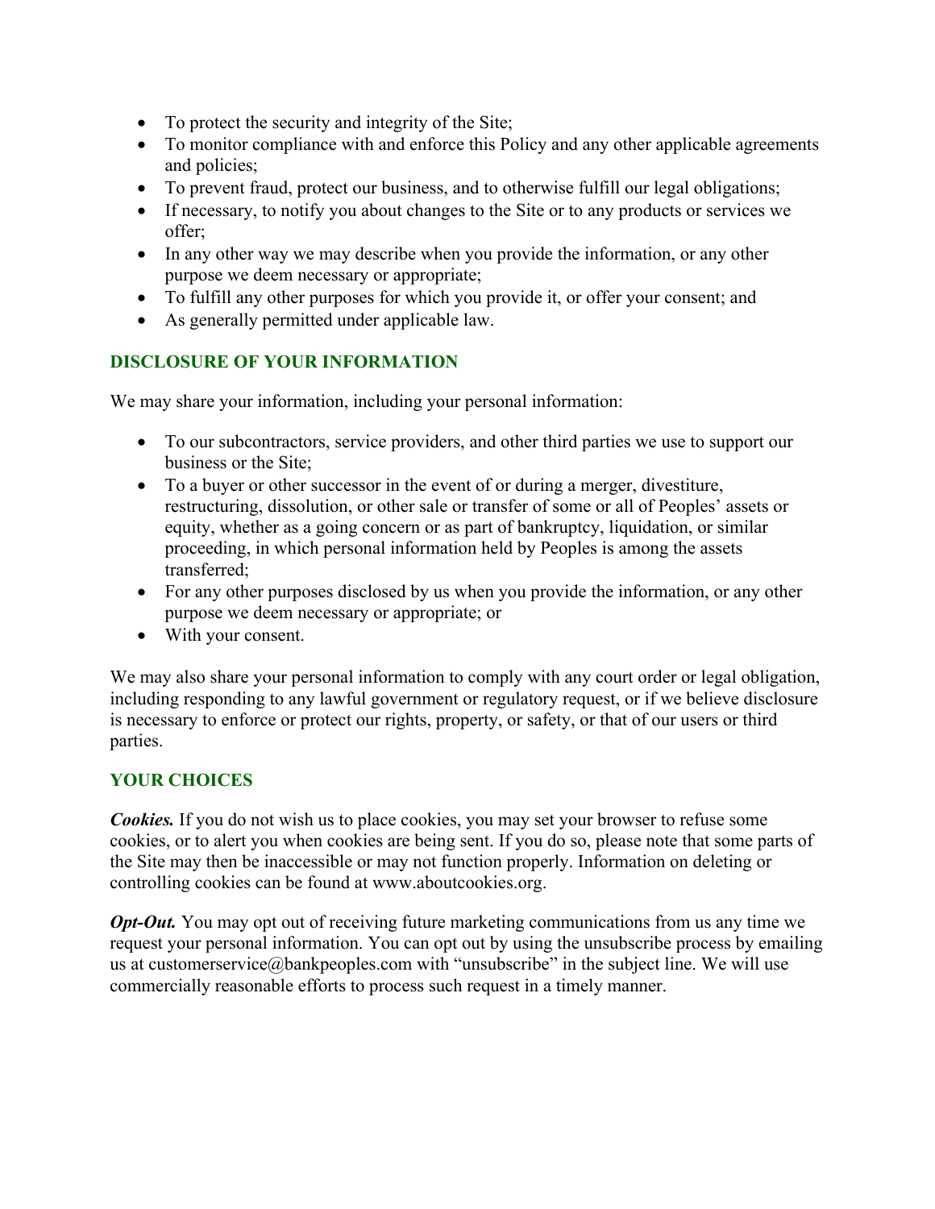- To protect the security and integrity of the Site;
- To monitor compliance with and enforce this Policy and any other applicable agreements and policies;
- To prevent fraud, protect our business, and to otherwise fulfill our legal obligations;
- If necessary, to notify you about changes to the Site or to any products or services we offer;
- In any other way we may describe when you provide the information, or any other purpose we deem necessary or appropriate;
- To fulfill any other purposes for which you provide it, or offer your consent; and
- As generally permitted under applicable law.

## DISCLOSURE OF YOUR INFORMATION

We may share your information, including your personal information:

- To our subcontractors, service providers, and other third parties we use to support our business or the Site;
- To a buyer or other successor in the event of or during a merger, divestiture, restructuring, dissolution, or other sale or transfer of some or all of Peoples' assets or equity, whether as a going concern or as part of bankruptcy, liquidation, or similar proceeding, in which personal information held by Peoples is among the assets transferred;
- For any other purposes disclosed by us when you provide the information, or any other purpose we deem necessary or appropriate; or
- With your consent.

We may also share your personal information to comply with any court order or legal obligation, including responding to any lawful government or regulatory request, or if we believe disclosure is necessary to enforce or protect our rights, property, or safety, or that of our users or third parties.

## YOUR CHOICES

***Cookies.*** If you do not wish us to place cookies, you may set your browser to refuse some cookies, or to alert you when cookies are being sent. If you do so, please note that some parts of the Site may then be inaccessible or may not function properly. Information on deleting or controlling cookies can be found at www.aboutcookies.org.

***Opt-Out.*** You may opt out of receiving future marketing communications from us any time we request your personal information. You can opt out by using the unsubscribe process by emailing us at customerservice@bankpeoples.com with "unsubscribe" in the subject line. We will use commercially reasonable efforts to process such request in a timely manner.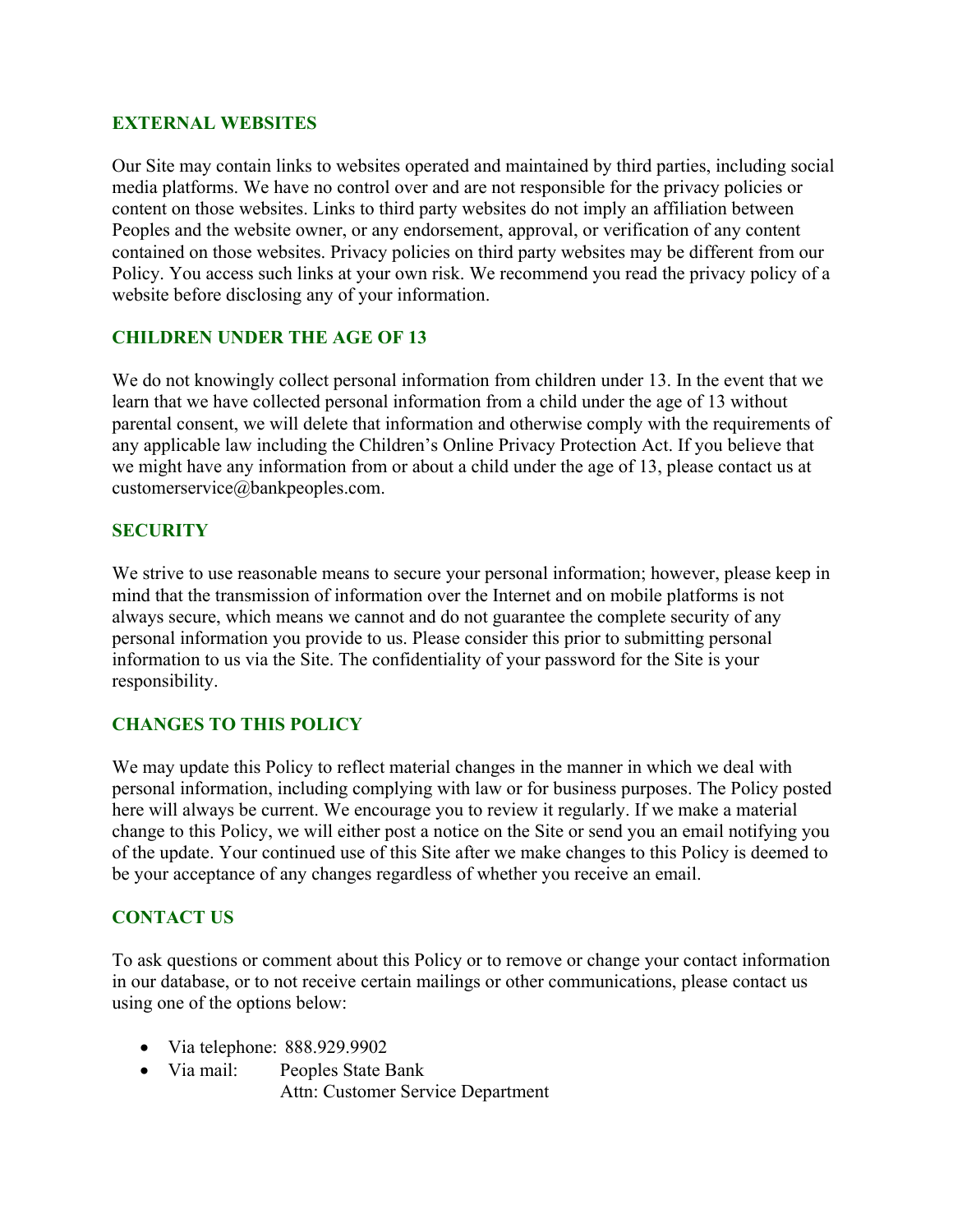## EXTERNAL WEBSITES

Our Site may contain links to websites operated and maintained by third parties, including social media platforms. We have no control over and are not responsible for the privacy policies or content on those websites. Links to third party websites do not imply an affiliation between Peoples and the website owner, or any endorsement, approval, or verification of any content contained on those websites. Privacy policies on third party websites may be different from our Policy. You access such links at your own risk. We recommend you read the privacy policy of a website before disclosing any of your information.

## CHILDREN UNDER THE AGE OF 13

We do not knowingly collect personal information from children under 13. In the event that we learn that we have collected personal information from a child under the age of 13 without parental consent, we will delete that information and otherwise comply with the requirements of any applicable law including the Children's Online Privacy Protection Act. If you believe that we might have any information from or about a child under the age of 13, please contact us at customerservice@bankpeoples.com.

## SECURITY

We strive to use reasonable means to secure your personal information; however, please keep in mind that the transmission of information over the Internet and on mobile platforms is not always secure, which means we cannot and do not guarantee the complete security of any personal information you provide to us. Please consider this prior to submitting personal information to us via the Site. The confidentiality of your password for the Site is your responsibility.

## CHANGES TO THIS POLICY

We may update this Policy to reflect material changes in the manner in which we deal with personal information, including complying with law or for business purposes. The Policy posted here will always be current. We encourage you to review it regularly. If we make a material change to this Policy, we will either post a notice on the Site or send you an email notifying you of the update. Your continued use of this Site after we make changes to this Policy is deemed to be your acceptance of any changes regardless of whether you receive an email.

## CONTACT US

To ask questions or comment about this Policy or to remove or change your contact information in our database, or to not receive certain mailings or other communications, please contact us using one of the options below:

- Via telephone: 888.929.9902
- Via mail: Peoples State Bank
  Attn: Customer Service Department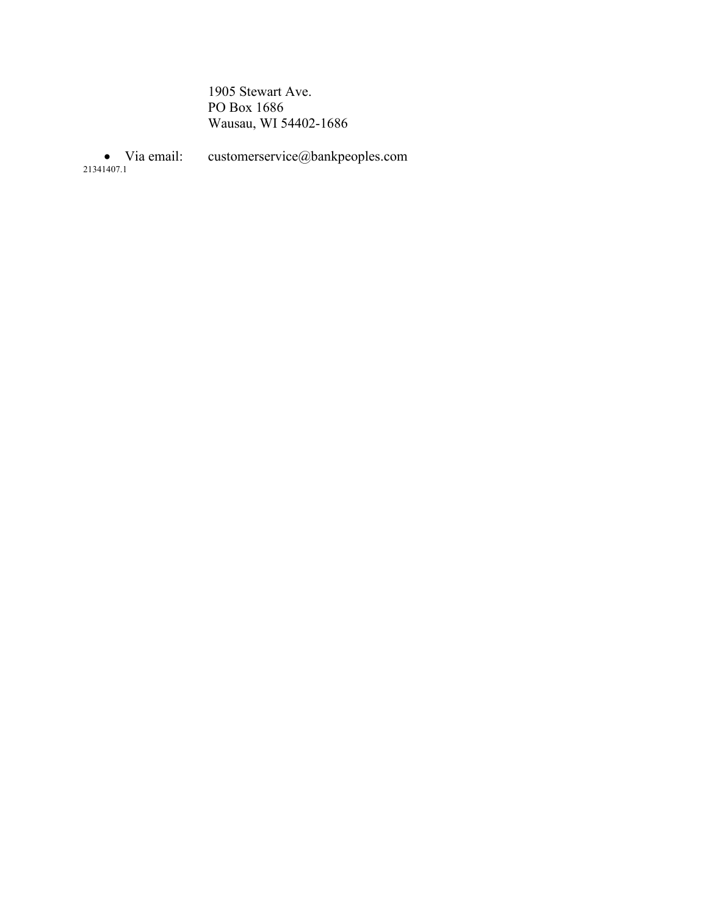1905 Stewart Ave.
PO Box 1686
Wausau, WI 54402-1686

- Via email: customerservice@bankpeoples.com

21341407.1